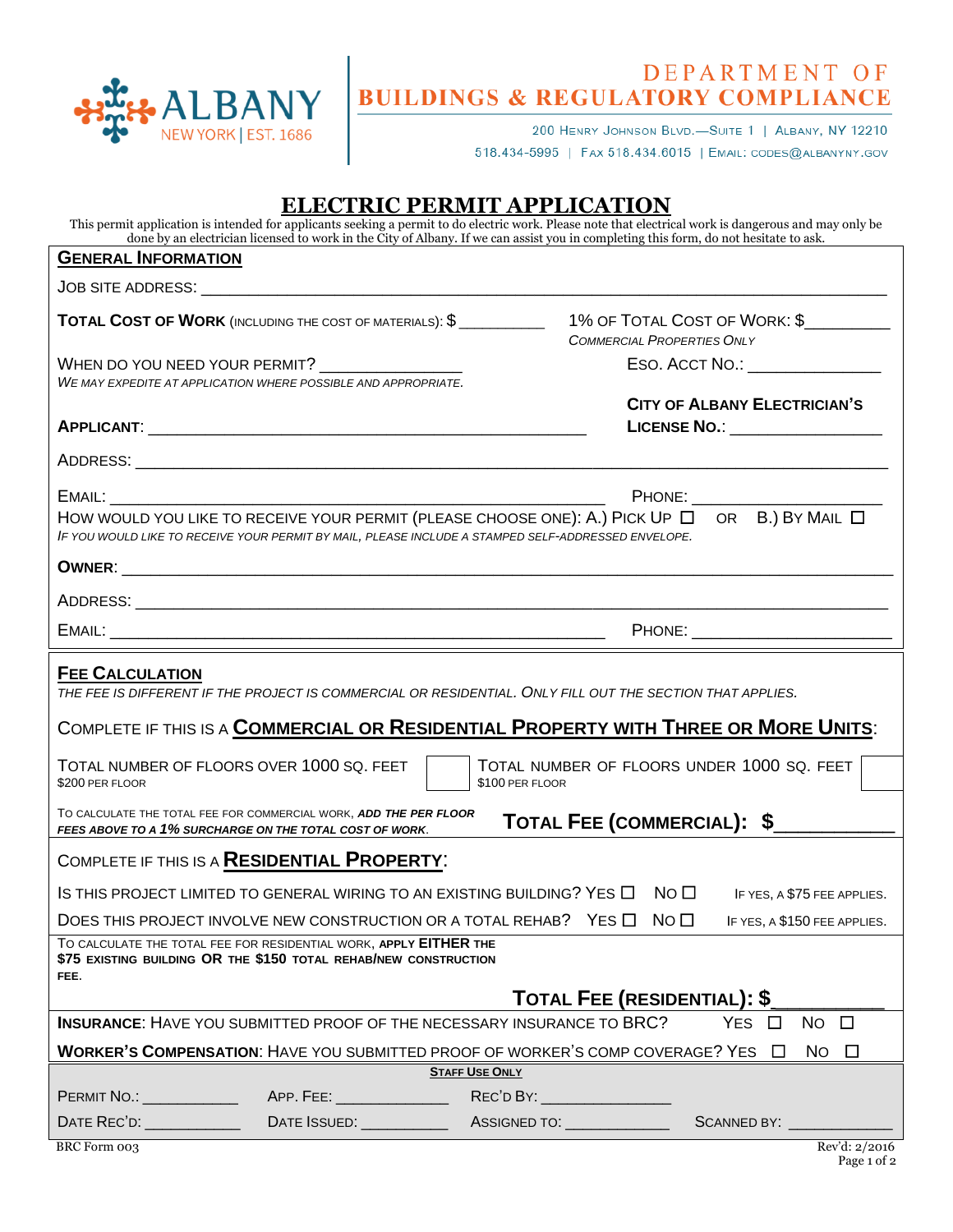ALBANY
NEW YORK | EST. 1686

# DEPARTMENT OF BUILDINGS & REGULATORY COMPLIANCE

200 Henry Johnson Blvd.—Suite 1 | Albany, NY 12210
518.434-5995 | Fax 518.434.6015 | Email: codes@albanyny.gov

# ELECTRIC PERMIT APPLICATION

This permit application is intended for applicants seeking a permit to do electric work. Please note that electrical work is dangerous and may only be done by an electrician licensed to work in the City of Albany. If we can assist you in completing this form, do not hesitate to ask.

## General Information

Job Site Address: ____________________________________________

**Total Cost of Work** (including the cost of materials): $__________

1% of Total Cost of Work: $_________
*Commercial Properties Only*

When do you need your permit? _______________
*We may expedite at application where possible and appropriate.*

Eso. Acct No.: ______________

**Applicant**: ____________________________________________

**City of Albany Electrician's License No.**: ________________

Address: ____________________________________________

Email: ____________________________________________ Phone: ____________________

How would you like to receive your permit (please choose one): A.) Pick Up ☐ or B.) By Mail ☐
*If you would like to receive your permit by mail, please include a stamped self-addressed envelope.*

**Owner**: ____________________________________________

Address: ____________________________________________

Email: ____________________________________________ Phone: ____________________

## Fee Calculation

*The fee is different if the project is commercial or residential. Only fill out the section that applies.*

Complete if this is a **Commercial or Residential Property with Three or More Units**:

| Total number of floors over 1000 sq. feet<br>$200 per floor | | Total number of floors under 1000 sq. feet<br>$100 per floor | |
|---|---|---|---|

To calculate the total fee for commercial work, ***add the per floor fees above to a 1% surcharge on the total cost of work***.

**Total Fee (Commercial): $**__________

Complete if this is a **Residential Property**:

Is this project limited to general wiring to an existing building? Yes ☐ No ☐ If yes, a $75 fee applies.

Does this project involve new construction or a total rehab? Yes ☐ No ☐ If yes, a $150 fee applies.

To calculate the total fee for residential work, **apply either the $75 existing building or the $150 total rehab/new construction fee.**

**Total Fee (Residential): $**__________

**Insurance**: Have you submitted proof of the necessary insurance to BRC? Yes ☐ No ☐

**Worker's Compensation**: Have you submitted proof of worker's comp coverage? Yes ☐ No ☐

**Staff Use Only**

| Permit No.: ___________ | App. Fee: ___________ | Rec'd By: ___________ | |
|---|---|---|---|
| Date Rec'd: ___________ | Date Issued: ___________ | Assigned To: ___________ | Scanned By: ___________ |

BRC Form 003 | Rev'd: 2/2016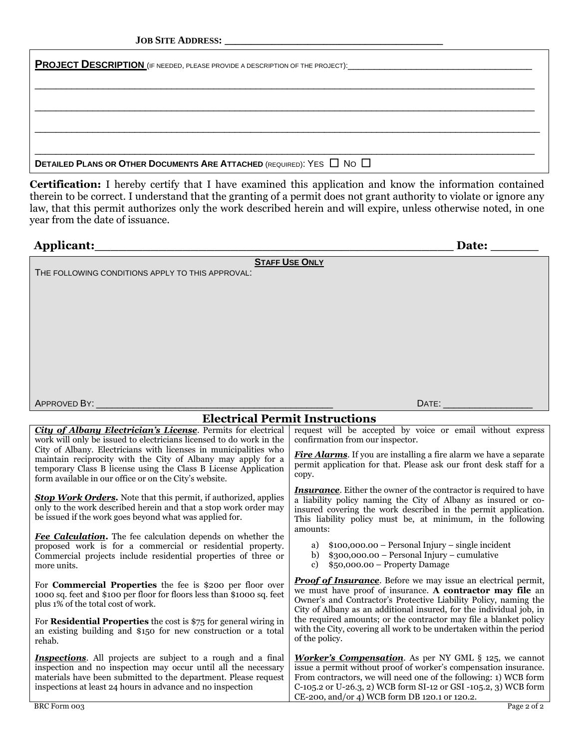**JOB SITE ADDRESS:** ___________________________________

**PROJECT DESCRIPTION** (IF NEEDED, PLEASE PROVIDE A DESCRIPTION OF THE PROJECT):_______________________________

_______________________________________________________________________________

_______________________________________________________________________________

_______________________________________________________________________________

_______________________________________________________________________________

**DETAILED PLANS OR OTHER DOCUMENTS ARE ATTACHED** (REQUIRED): YES ☐ NO ☐

**Certification:** I hereby certify that I have examined this application and know the information contained therein to be correct. I understand that the granting of a permit does not grant authority to violate or ignore any law, that this permit authorizes only the work described herein and will expire, unless otherwise noted, in one year from the date of issuance.

**Applicant:**_______________________________________________ **Date:** ______

**STAFF USE ONLY**

THE FOLLOWING CONDITIONS APPLY TO THIS APPROVAL:

APPROVED BY: ______________________________________ DATE: ______________

## Electrical Permit Instructions

***City of Albany Electrician's License***. Permits for electrical work will only be issued to electricians licensed to do work in the City of Albany. Electricians with licenses in municipalities who maintain reciprocity with the City of Albany may apply for a temporary Class B license using the Class B License Application form available in our office or on the City's website.

***Stop Work Orders***. Note that this permit, if authorized, applies only to the work described herein and that a stop work order may be issued if the work goes beyond what was applied for.

***Fee Calculation***. The fee calculation depends on whether the proposed work is for a commercial or residential property. Commercial projects include residential properties of three or more units.

For **Commercial Properties** the fee is $200 per floor over 1000 sq. feet and $100 per floor for floors less than $1000 sq. feet plus 1% of the total cost of work.

For **Residential Properties** the cost is $75 for general wiring in an existing building and $150 for new construction or a total rehab.

***Inspections***. All projects are subject to a rough and a final inspection and no inspection may occur until all the necessary materials have been submitted to the department. Please request inspections at least 24 hours in advance and no inspection request will be accepted by voice or email without express confirmation from our inspector.

***Fire Alarms***. If you are installing a fire alarm we have a separate permit application for that. Please ask our front desk staff for a copy.

***Insurance***. Either the owner of the contractor is required to have a liability policy naming the City of Albany as insured or co-insured covering the work described in the permit application. This liability policy must be, at minimum, in the following amounts:

a) $100,000.00 – Personal Injury – single incident
b) $300,000.00 – Personal Injury – cumulative
c) $50,000.00 – Property Damage

***Proof of Insurance***. Before we may issue an electrical permit, we must have proof of insurance. **A contractor may file** an Owner's and Contractor's Protective Liability Policy, naming the City of Albany as an additional insured, for the individual job, in the required amounts; or the contractor may file a blanket policy with the City, covering all work to be undertaken within the period of the policy.

***Worker's Compensation***. As per NY GML § 125, we cannot issue a permit without proof of worker's compensation insurance. From contractors, we will need one of the following: 1) WCB form C-105.2 or U-26.3, 2) WCB form SI-12 or GSI -105.2, 3) WCB form CE-200, and/or 4) WCB form DB 120.1 or 120.2.

BRC Form 003